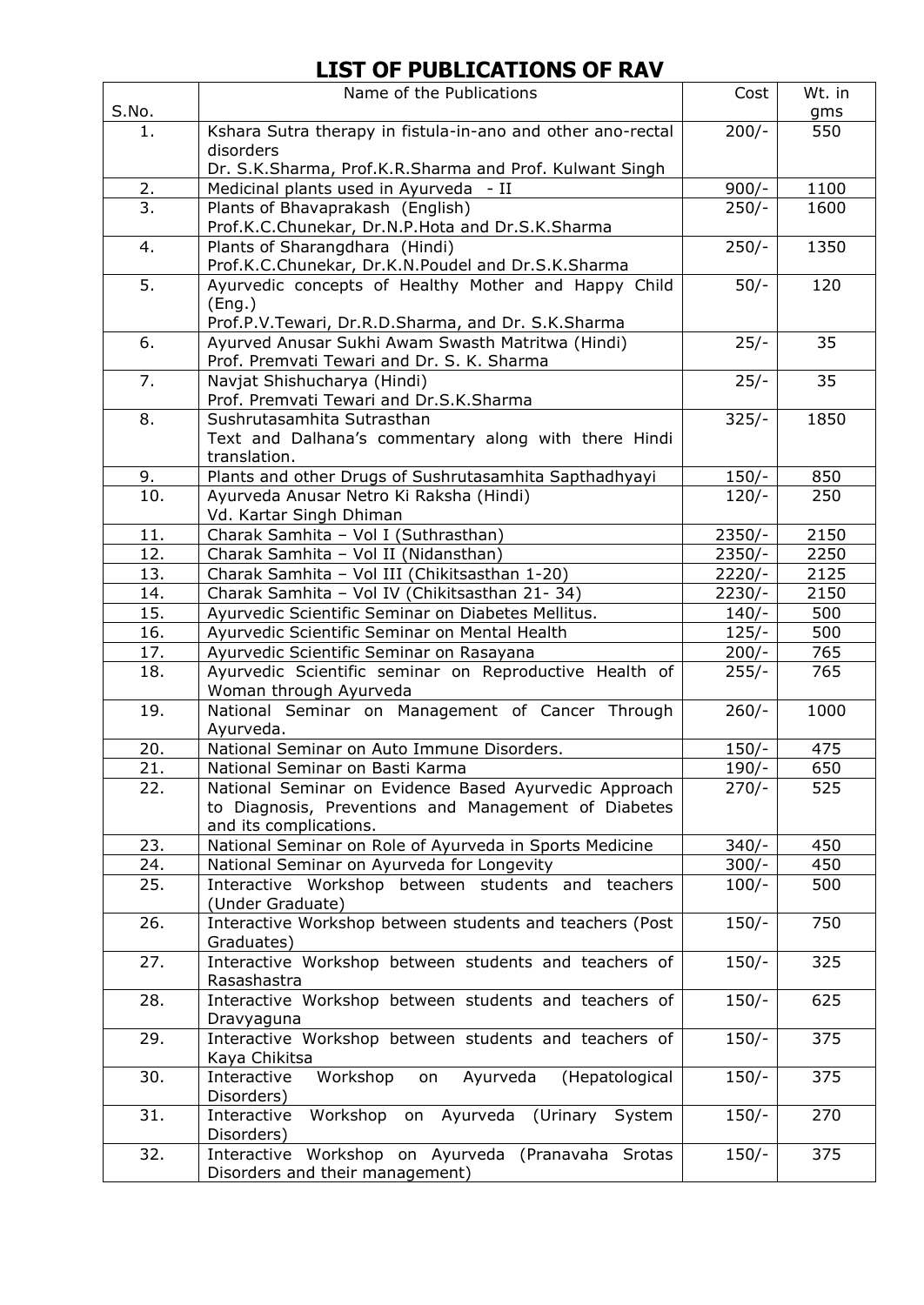# LIST OF PUBLICATIONS OF RAV

| S.No. | Name of the Publications | Cost | Wt. in gms |
|---|---|---|---|
| 1. | Kshara Sutra therapy in fistula-in-ano and other ano-rectal disorders<br>Dr. S.K.Sharma, Prof.K.R.Sharma and Prof. Kulwant Singh | 200/- | 550 |
| 2. | Medicinal plants used in Ayurveda - II | 900/- | 1100 |
| 3. | Plants of Bhavaprakash (English)<br>Prof.K.C.Chunekar, Dr.N.P.Hota and Dr.S.K.Sharma | 250/- | 1600 |
| 4. | Plants of Sharangdhara (Hindi)<br>Prof.K.C.Chunekar, Dr.K.N.Poudel and Dr.S.K.Sharma | 250/- | 1350 |
| 5. | Ayurvedic concepts of Healthy Mother and Happy Child (Eng.)<br>Prof.P.V.Tewari, Dr.R.D.Sharma, and Dr. S.K.Sharma | 50/- | 120 |
| 6. | Ayurved Anusar Sukhi Awam Swasth Matritwa (Hindi)<br>Prof. Premvati Tewari and Dr. S. K. Sharma | 25/- | 35 |
| 7. | Navjat Shishucharya (Hindi)<br>Prof. Premvati Tewari and Dr.S.K.Sharma | 25/- | 35 |
| 8. | Sushrutasamhita Sutrasthan<br>Text and Dalhana's commentary along with there Hindi translation. | 325/- | 1850 |
| 9. | Plants and other Drugs of Sushrutasamhita Sapthadhyayi | 150/- | 850 |
| 10. | Ayurveda Anusar Netro Ki Raksha (Hindi)<br>Vd. Kartar Singh Dhiman | 120/- | 250 |
| 11. | Charak Samhita – Vol I (Suthrasthan) | 2350/- | 2150 |
| 12. | Charak Samhita – Vol II (Nidansthan) | 2350/- | 2250 |
| 13. | Charak Samhita – Vol III (Chikitsasthan 1-20) | 2220/- | 2125 |
| 14. | Charak Samhita – Vol IV (Chikitsasthan 21- 34) | 2230/- | 2150 |
| 15. | Ayurvedic Scientific Seminar on Diabetes Mellitus. | 140/- | 500 |
| 16. | Ayurvedic Scientific Seminar on Mental Health | 125/- | 500 |
| 17. | Ayurvedic Scientific Seminar on Rasayana | 200/- | 765 |
| 18. | Ayurvedic Scientific seminar on Reproductive Health of Woman through Ayurveda | 255/- | 765 |
| 19. | National Seminar on Management of Cancer Through Ayurveda. | 260/- | 1000 |
| 20. | National Seminar on Auto Immune Disorders. | 150/- | 475 |
| 21. | National Seminar on Basti Karma | 190/- | 650 |
| 22. | National Seminar on Evidence Based Ayurvedic Approach to Diagnosis, Preventions and Management of Diabetes and its complications. | 270/- | 525 |
| 23. | National Seminar on Role of Ayurveda in Sports Medicine | 340/- | 450 |
| 24. | National Seminar on Ayurveda for Longevity | 300/- | 450 |
| 25. | Interactive Workshop between students and teachers (Under Graduate) | 100/- | 500 |
| 26. | Interactive Workshop between students and teachers (Post Graduates) | 150/- | 750 |
| 27. | Interactive Workshop between students and teachers of Rasashastra | 150/- | 325 |
| 28. | Interactive Workshop between students and teachers of Dravyaguna | 150/- | 625 |
| 29. | Interactive Workshop between students and teachers of Kaya Chikitsa | 150/- | 375 |
| 30. | Interactive Workshop on Ayurveda (Hepatological Disorders) | 150/- | 375 |
| 31. | Interactive Workshop on Ayurveda (Urinary System Disorders) | 150/- | 270 |
| 32. | Interactive Workshop on Ayurveda (Pranavaha Srotas Disorders and their management) | 150/- | 375 |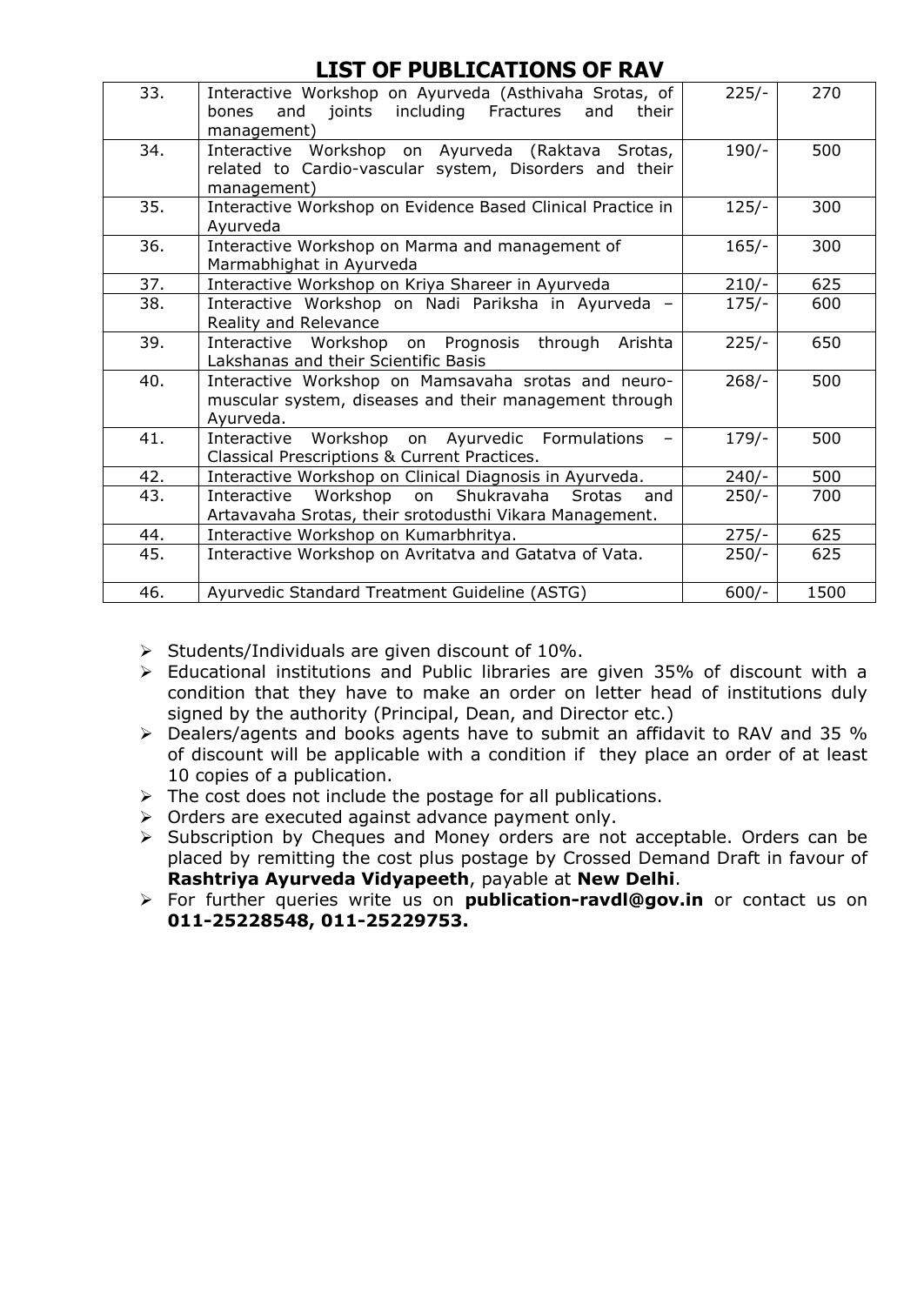# LIST OF PUBLICATIONS OF RAV

| | | | |
|---|---|---|---|
| 33. | Interactive Workshop on Ayurveda (Asthivaha Srotas, of bones and joints including Fractures and their management) | 225/- | 270 |
| 34. | Interactive Workshop on Ayurveda (Raktava Srotas, related to Cardio-vascular system, Disorders and their management) | 190/- | 500 |
| 35. | Interactive Workshop on Evidence Based Clinical Practice in Ayurveda | 125/- | 300 |
| 36. | Interactive Workshop on Marma and management of Marmabhighat in Ayurveda | 165/- | 300 |
| 37. | Interactive Workshop on Kriya Shareer in Ayurveda | 210/- | 625 |
| 38. | Interactive Workshop on Nadi Pariksha in Ayurveda – Reality and Relevance | 175/- | 600 |
| 39. | Interactive Workshop on Prognosis through Arishta Lakshanas and their Scientific Basis | 225/- | 650 |
| 40. | Interactive Workshop on Mamsavaha srotas and neuro-muscular system, diseases and their management through Ayurveda. | 268/- | 500 |
| 41. | Interactive Workshop on Ayurvedic Formulations – Classical Prescriptions & Current Practices. | 179/- | 500 |
| 42. | Interactive Workshop on Clinical Diagnosis in Ayurveda. | 240/- | 500 |
| 43. | Interactive Workshop on Shukravaha Srotas and Artavavaha Srotas, their srotodusthi Vikara Management. | 250/- | 700 |
| 44. | Interactive Workshop on Kumarbhritya. | 275/- | 625 |
| 45. | Interactive Workshop on Avritatva and Gatatva of Vata. | 250/- | 625 |
| 46. | Ayurvedic Standard Treatment Guideline (ASTG) | 600/- | 1500 |

- Students/Individuals are given discount of 10%.
- Educational institutions and Public libraries are given 35% of discount with a condition that they have to make an order on letter head of institutions duly signed by the authority (Principal, Dean, and Director etc.)
- Dealers/agents and books agents have to submit an affidavit to RAV and 35 % of discount will be applicable with a condition if they place an order of at least 10 copies of a publication.
- The cost does not include the postage for all publications.
- Orders are executed against advance payment only.
- Subscription by Cheques and Money orders are not acceptable. Orders can be placed by remitting the cost plus postage by Crossed Demand Draft in favour of **Rashtriya Ayurveda Vidyapeeth**, payable at **New Delhi**.
- For further queries write us on **publication-ravdl@gov.in** or contact us on **011-25228548, 011-25229753.**